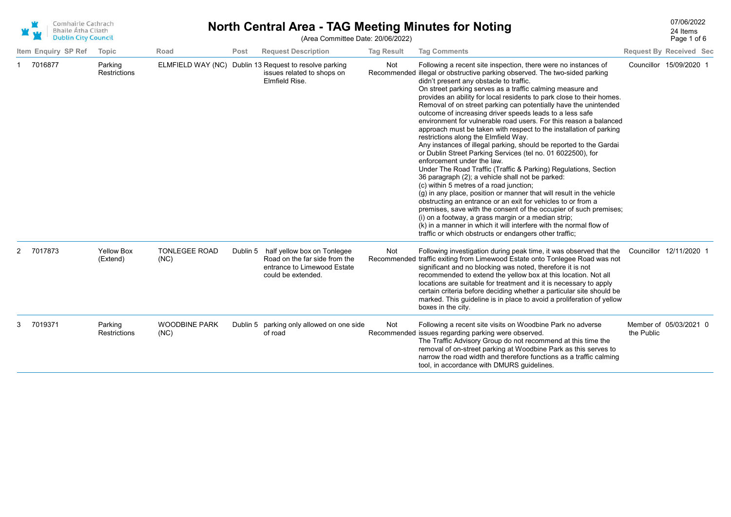# North Central Area - TAG Meeting Minutes for Noting

(Area Committee Date: 20/06/2022)

07/06/2022
24 Items

| Item | Enquiry | SP Ref | Topic | Road | Post | Request Description | Tag Result | Tag Comments | Request By | Received | Sec |
|---|---|---|---|---|---|---|---|---|---|---|---|
| 1 | 7016877 | | Parking Restrictions | ELMFIELD WAY (NC) | Dublin 13 | Request to resolve parking issues related to shops on Elmfield Rise. | Not Recommended | Following a recent site inspection, there were no instances of illegal or obstructive parking observed. The two-sided parking didn't present any obstacle to traffic.<br>On street parking serves as a traffic calming measure and provides an ability for local residents to park close to their homes. Removal of on street parking can potentially have the unintended outcome of increasing driver speeds leads to a less safe environment for vulnerable road users. For this reason a balanced approach must be taken with respect to the installation of parking restrictions along the Elmfield Way.<br>Any instances of illegal parking, should be reported to the Gardai or Dublin Street Parking Services (tel no. 01 6022500), for enforcement under the law.<br>Under The Road Traffic (Traffic & Parking) Regulations, Section 36 paragraph (2); a vehicle shall not be parked:<br>(c) within 5 metres of a road junction;<br>(g) in any place, position or manner that will result in the vehicle obstructing an entrance or an exit for vehicles to or from a premises, save with the consent of the occupier of such premises;<br>(i) on a footway, a grass margin or a median strip;<br>(k) in a manner in which it will interfere with the normal flow of traffic or which obstructs or endangers other traffic; | Councillor | 15/09/2020 | 1 |
| 2 | 7017873 | | Yellow Box (Extend) | TONLEGEE ROAD (NC) | Dublin 5 | half yellow box on Tonlegee Road on the far side from the entrance to Limewood Estate could be extended. | Not Recommended | Following investigation during peak time, it was observed that the traffic exiting from Limewood Estate onto Tonlegee Road was not significant and no blocking was noted, therefore it is not recommended to extend the yellow box at this location. Not all locations are suitable for treatment and it is necessary to apply certain criteria before deciding whether a particular site should be marked. This guideline is in place to avoid a proliferation of yellow boxes in the city. | Councillor | 12/11/2020 | 1 |
| 3 | 7019371 | | Parking Restrictions | WOODBINE PARK (NC) | Dublin 5 | parking only allowed on one side of road | Not Recommended | Following a recent site visits on Woodbine Park no adverse issues regarding parking were observed.<br>The Traffic Advisory Group do not recommend at this time the removal of on-street parking at Woodbine Park as this serves to narrow the road width and therefore functions as a traffic calming tool, in accordance with DMURS guidelines. | Member of the Public | 05/03/2021 | 0 |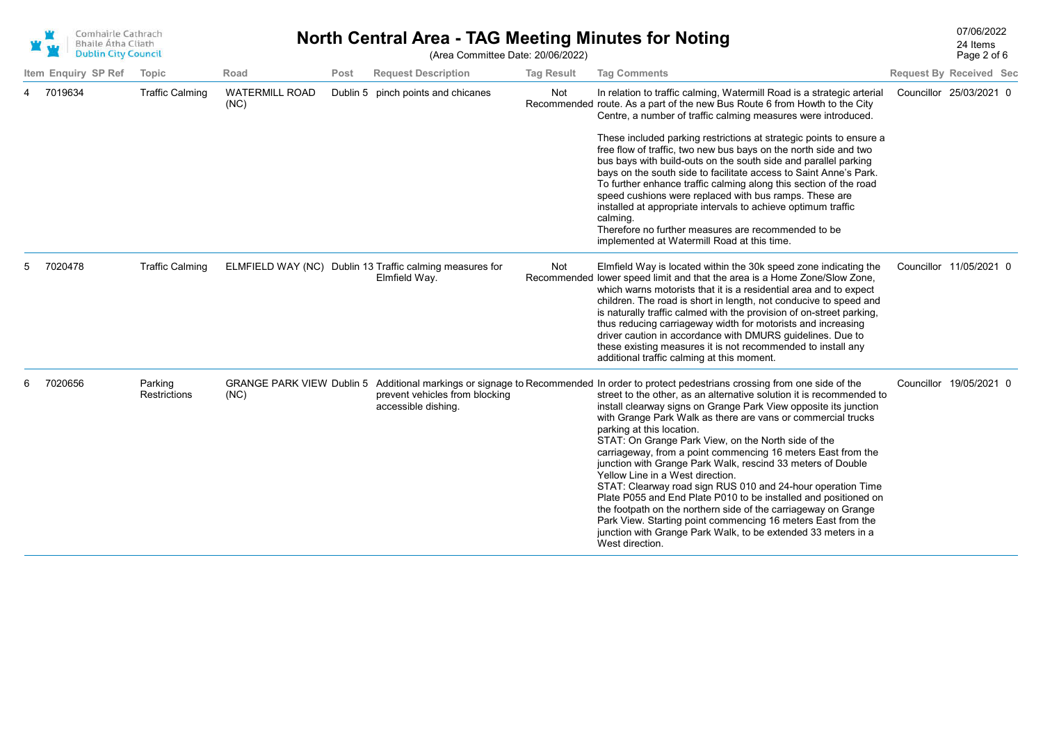# North Central Area - TAG Meeting Minutes for Noting

(Area Committee Date: 20/06/2022)

07/06/2022
24 Items

| Item | Enquiry | SP Ref | Topic | Road | Post | Request Description | Tag Result | Tag Comments | Request By | Received | Sec |
|---|---|---|---|---|---|---|---|---|---|---|---|
| 4 | 7019634 | | Traffic Calming | WATERMILL ROAD (NC) | Dublin 5 | pinch points and chicanes | Not Recommended | In relation to traffic calming, Watermill Road is a strategic arterial route. As a part of the new Bus Route 6 from Howth to the City Centre, a number of traffic calming measures were introduced.<br><br>These included parking restrictions at strategic points to ensure a free flow of traffic, two new bus bays on the north side and two bus bays with build-outs on the south side and parallel parking bays on the south side to facilitate access to Saint Anne's Park. To further enhance traffic calming along this section of the road speed cushions were replaced with bus ramps. These are installed at appropriate intervals to achieve optimum traffic calming.<br>Therefore no further measures are recommended to be implemented at Watermill Road at this time. | Councillor | 25/03/2021 | 0 |
| 5 | 7020478 | | Traffic Calming | ELMFIELD WAY (NC) | Dublin 13 | Traffic calming measures for Elmfield Way. | Not Recommended | Elmfield Way is located within the 30k speed zone indicating the lower speed limit and that the area is a Home Zone/Slow Zone, which warns motorists that it is a residential area and to expect children. The road is short in length, not conducive to speed and is naturally traffic calmed with the provision of on-street parking, thus reducing carriageway width for motorists and increasing driver caution in accordance with DMURS guidelines. Due to these existing measures it is not recommended to install any additional traffic calming at this moment. | Councillor | 11/05/2021 | 0 |
| 6 | 7020656 | | Parking Restrictions | GRANGE PARK VIEW (NC) | Dublin 5 | Additional markings or signage to prevent vehicles from blocking accessible dishing. | Recommended | In order to protect pedestrians crossing from one side of the street to the other, as an alternative solution it is recommended to install clearway signs on Grange Park View opposite its junction with Grange Park Walk as there are vans or commercial trucks parking at this location.<br>STAT: On Grange Park View, on the North side of the carriageway, from a point commencing 16 meters East from the junction with Grange Park Walk, rescind 33 meters of Double Yellow Line in a West direction.<br>STAT: Clearway road sign RUS 010 and 24-hour operation Time Plate P055 and End Plate P010 to be installed and positioned on the footpath on the northern side of the carriageway on Grange Park View. Starting point commencing 16 meters East from the junction with Grange Park Walk, to be extended 33 meters in a West direction. | Councillor | 19/05/2021 | 0 |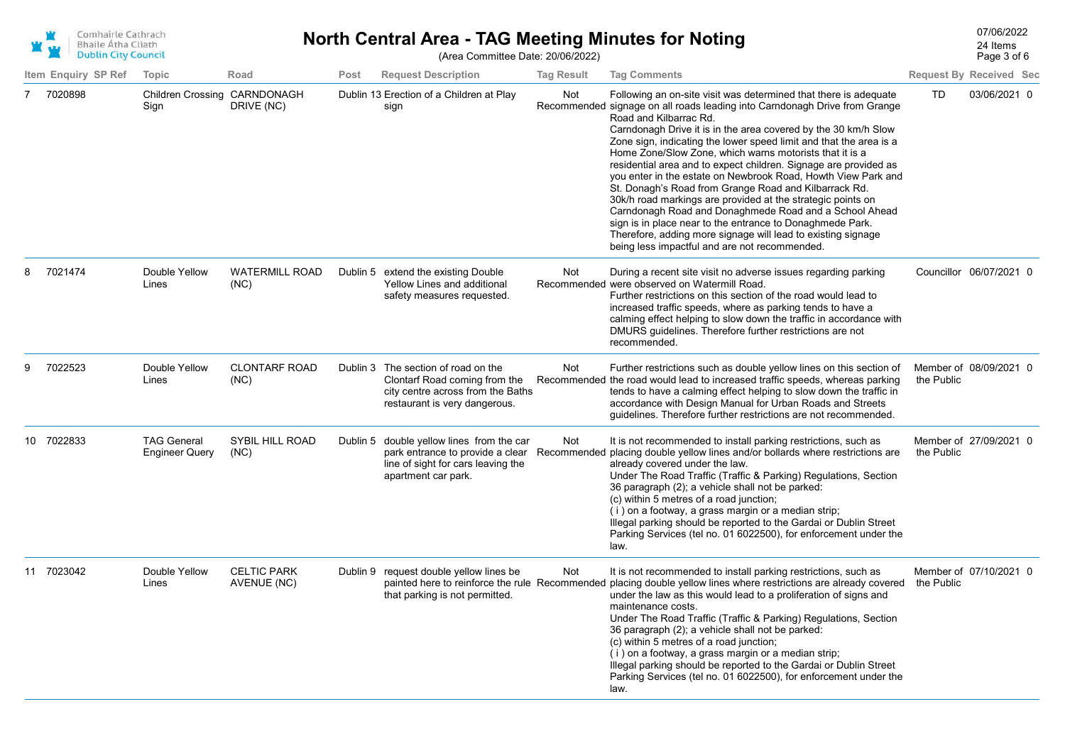# North Central Area - TAG Meeting Minutes for Noting

(Area Committee Date: 20/06/2022)

07/06/2022
24 Items

| Item | Enquiry | SP Ref | Topic | Road | Post | Request Description | Tag Result | Tag Comments | Request By | Received | Sec |
|---|---|---|---|---|---|---|---|---|---|---|---|
| 7 | 7020898 | | Children Crossing Sign | CARNDONAGH DRIVE (NC) | Dublin 13 | Erection of a Children at Play sign | Not Recommended | Following an on-site visit was determined that there is adequate signage on all roads leading into Carndonagh Drive from Grange Road and Kilbarrac Rd. Carndonagh Drive it is in the area covered by the 30 km/h Slow Zone sign, indicating the lower speed limit and that the area is a Home Zone/Slow Zone, which warns motorists that it is a residential area and to expect children. Signage are provided as you enter in the estate on Newbrook Road, Howth View Park and St. Donagh's Road from Grange Road and Kilbarrack Rd. 30k/h road markings are provided at the strategic points on Carndonagh Road and Donaghmede Road and a School Ahead sign is in place near to the entrance to Donaghmede Park. Therefore, adding more signage will lead to existing signage being less impactful and are not recommended. | TD | 03/06/2021 | 0 |
| 8 | 7021474 | | Double Yellow Lines | WATERMILL ROAD (NC) | Dublin 5 | extend the existing Double Yellow Lines and additional safety measures requested. | Not Recommended | During a recent site visit no adverse issues regarding parking were observed on Watermill Road. Further restrictions on this section of the road would lead to increased traffic speeds, where as parking tends to have a calming effect helping to slow down the traffic in accordance with DMURS guidelines. Therefore further restrictions are not recommended. | Councillor | 06/07/2021 | 0 |
| 9 | 7022523 | | Double Yellow Lines | CLONTARF ROAD (NC) | Dublin 3 | The section of road on the Clontarf Road coming from the city centre across from the Baths restaurant is very dangerous. | Not Recommended | Further restrictions such as double yellow lines on this section of the road would lead to increased traffic speeds, whereas parking tends to have a calming effect helping to slow down the traffic in accordance with Design Manual for Urban Roads and Streets guidelines. Therefore further restrictions are not recommended. | Member of the Public | 08/09/2021 | 0 |
| 10 | 7022833 | | TAG General Engineer Query | SYBIL HILL ROAD (NC) | Dublin 5 | double yellow lines from the car park entrance to provide a clear line of sight for cars leaving the apartment car park. | Not Recommended | It is not recommended to install parking restrictions, such as placing double yellow lines and/or bollards where restrictions are already covered under the law. Under The Road Traffic (Traffic & Parking) Regulations, Section 36 paragraph (2); a vehicle shall not be parked: (c) within 5 metres of a road junction; ( i ) on a footway, a grass margin or a median strip; Illegal parking should be reported to the Gardai or Dublin Street Parking Services (tel no. 01 6022500), for enforcement under the law. | Member of the Public | 27/09/2021 | 0 |
| 11 | 7023042 | | Double Yellow Lines | CELTIC PARK AVENUE (NC) | Dublin 9 | request double yellow lines be painted here to reinforce the rule that parking is not permitted. | Not Recommended | It is not recommended to install parking restrictions, such as placing double yellow lines where restrictions are already covered under the law as this would lead to a proliferation of signs and maintenance costs. Under The Road Traffic (Traffic & Parking) Regulations, Section 36 paragraph (2); a vehicle shall not be parked: (c) within 5 metres of a road junction; ( i ) on a footway, a grass margin or a median strip; Illegal parking should be reported to the Gardai or Dublin Street Parking Services (tel no. 01 6022500), for enforcement under the law. | Member of the Public | 07/10/2021 | 0 |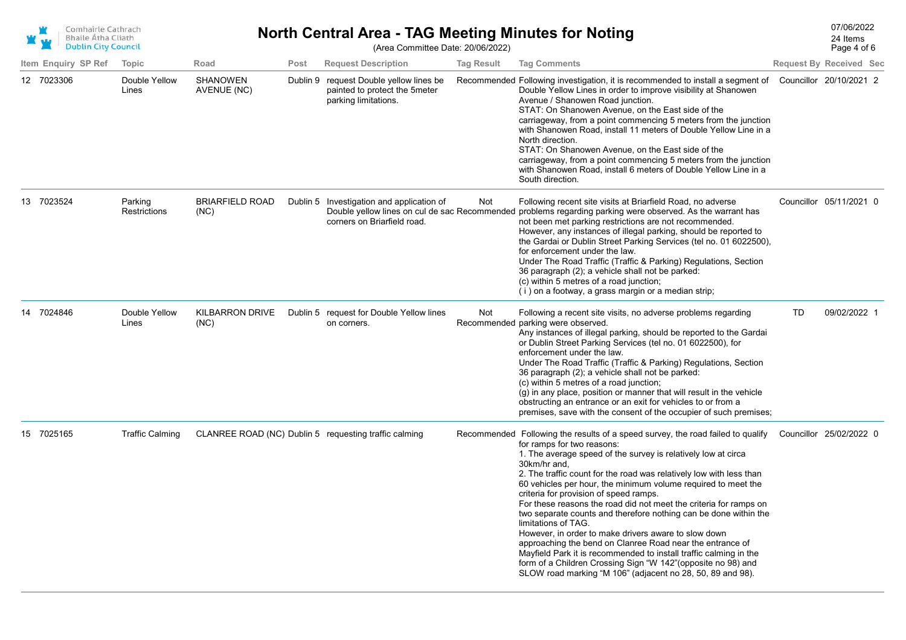# North Central Area - TAG Meeting Minutes for Noting

(Area Committee Date: 20/06/2022)

07/06/2022
24 Items

| Item | Enquiry | SP Ref | Topic | Road | Post | Request Description | Tag Result | Tag Comments | Request By | Received | Sec |
|---|---|---|---|---|---|---|---|---|---|---|---|
| 12 | 7023306 | | Double Yellow Lines | SHANOWEN AVENUE (NC) | Dublin 9 | request Double yellow lines be painted to protect the 5meter parking limitations. | Recommended | Following investigation, it is recommended to install a segment of Double Yellow Lines in order to improve visibility at Shanowen Avenue / Shanowen Road junction.<br>STAT: On Shanowen Avenue, on the East side of the carriageway, from a point commencing 5 meters from the junction with Shanowen Road, install 11 meters of Double Yellow Line in a North direction.<br>STAT: On Shanowen Avenue, on the East side of the carriageway, from a point commencing 5 meters from the junction with Shanowen Road, install 6 meters of Double Yellow Line in a South direction. | Councillor | 20/10/2021 | 2 |
| 13 | 7023524 | | Parking Restrictions | BRIARFIELD ROAD (NC) | Dublin 5 | Investigation and application of Double yellow lines on cul de sac corners on Briarfield road. | Not Recommended | Following recent site visits at Briarfield Road, no adverse problems regarding parking were observed. As the warrant has not been met parking restrictions are not recommended.<br>However, any instances of illegal parking, should be reported to the Gardai or Dublin Street Parking Services (tel no. 01 6022500), for enforcement under the law.<br>Under The Road Traffic (Traffic & Parking) Regulations, Section 36 paragraph (2); a vehicle shall not be parked:<br>(c) within 5 metres of a road junction;<br>( i ) on a footway, a grass margin or a median strip; | Councillor | 05/11/2021 | 0 |
| 14 | 7024846 | | Double Yellow Lines | KILBARRON DRIVE (NC) | Dublin 5 | request for Double Yellow lines on corners. | Not Recommended | Following a recent site visits, no adverse problems regarding parking were observed.<br>Any instances of illegal parking, should be reported to the Gardai or Dublin Street Parking Services (tel no. 01 6022500), for enforcement under the law.<br>Under The Road Traffic (Traffic & Parking) Regulations, Section 36 paragraph (2); a vehicle shall not be parked:<br>(c) within 5 metres of a road junction;<br>(g) in any place, position or manner that will result in the vehicle obstructing an entrance or an exit for vehicles to or from a premises, save with the consent of the occupier of such premises; | TD | 09/02/2022 | 1 |
| 15 | 7025165 | | Traffic Calming | CLANREE ROAD (NC) | Dublin 5 | requesting traffic calming | Recommended | Following the results of a speed survey, the road failed to qualify for ramps for two reasons:<br>1. The average speed of the survey is relatively low at circa 30km/hr and,<br>2. The traffic count for the road was relatively low with less than 60 vehicles per hour, the minimum volume required to meet the criteria for provision of speed ramps.<br>For these reasons the road did not meet the criteria for ramps on two separate counts and therefore nothing can be done within the limitations of TAG.<br>However, in order to make drivers aware to slow down approaching the bend on Clanree Road near the entrance of Mayfield Park it is recommended to install traffic calming in the form of a Children Crossing Sign "W 142"(opposite no 98) and SLOW road marking "M 106" (adjacent no 28, 50, 89 and 98). | Councillor | 25/02/2022 | 0 |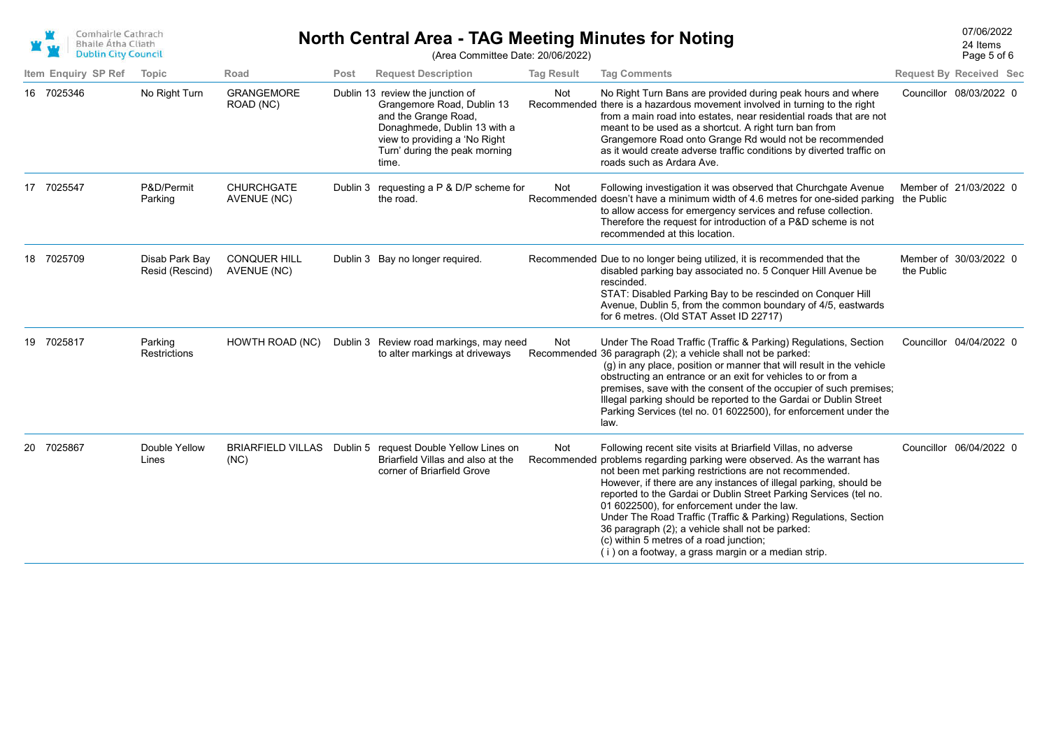# North Central Area - TAG Meeting Minutes for Noting

(Area Committee Date: 20/06/2022)

07/06/2022
24 Items

| Item | Enquiry | SP Ref | Topic | Road | Post | Request Description | Tag Result | Tag Comments | Request By | Received | Sec |
|---|---|---|---|---|---|---|---|---|---|---|---|
| 16 | 7025346 | | No Right Turn | GRANGEMORE ROAD (NC) | Dublin 13 | review the junction of Grangemore Road, Dublin 13 and the Grange Road, Donaghmede, Dublin 13 with a view to providing a 'No Right Turn' during the peak morning time. | Not Recommended | No Right Turn Bans are provided during peak hours and where there is a hazardous movement involved in turning to the right from a main road into estates, near residential roads that are not meant to be used as a shortcut. A right turn ban from Grangemore Road onto Grange Rd would not be recommended as it would create adverse traffic conditions by diverted traffic on roads such as Ardara Ave. | Councillor | 08/03/2022 | 0 |
| 17 | 7025547 | | P&D/Permit Parking | CHURCHGATE AVENUE (NC) | Dublin 3 | requesting a P & D/P scheme for the road. | Not Recommended | Following investigation it was observed that Churchgate Avenue doesn't have a minimum width of 4.6 metres for one-sided parking to allow access for emergency services and refuse collection. Therefore the request for introduction of a P&D scheme is not recommended at this location. | Member of the Public | 21/03/2022 | 0 |
| 18 | 7025709 | | Disab Park Bay Resid (Rescind) | CONQUER HILL AVENUE (NC) | Dublin 3 | Bay no longer required. | Recommended | Due to no longer being utilized, it is recommended that the disabled parking bay associated no. 5 Conquer Hill Avenue be rescinded.<br>STAT: Disabled Parking Bay to be rescinded on Conquer Hill Avenue, Dublin 5, from the common boundary of 4/5, eastwards for 6 metres. (Old STAT Asset ID 22717) | Member of the Public | 30/03/2022 | 0 |
| 19 | 7025817 | | Parking Restrictions | HOWTH ROAD (NC) | Dublin 3 | Review road markings, may need to alter markings at driveways | Not Recommended | Under The Road Traffic (Traffic & Parking) Regulations, Section 36 paragraph (2); a vehicle shall not be parked:<br>(g) in any place, position or manner that will result in the vehicle obstructing an entrance or an exit for vehicles to or from a premises, save with the consent of the occupier of such premises; Illegal parking should be reported to the Gardai or Dublin Street Parking Services (tel no. 01 6022500), for enforcement under the law. | Councillor | 04/04/2022 | 0 |
| 20 | 7025867 | | Double Yellow Lines | BRIARFIELD VILLAS (NC) | Dublin 5 | request Double Yellow Lines on Briarfield Villas and also at the corner of Briarfield Grove | Not Recommended | Following recent site visits at Briarfield Villas, no adverse problems regarding parking were observed. As the warrant has not been met parking restrictions are not recommended.<br>However, if there are any instances of illegal parking, should be reported to the Gardai or Dublin Street Parking Services (tel no. 01 6022500), for enforcement under the law.<br>Under The Road Traffic (Traffic & Parking) Regulations, Section 36 paragraph (2); a vehicle shall not be parked:<br>(c) within 5 metres of a road junction;<br>( i ) on a footway, a grass margin or a median strip. | Councillor | 06/04/2022 | 0 |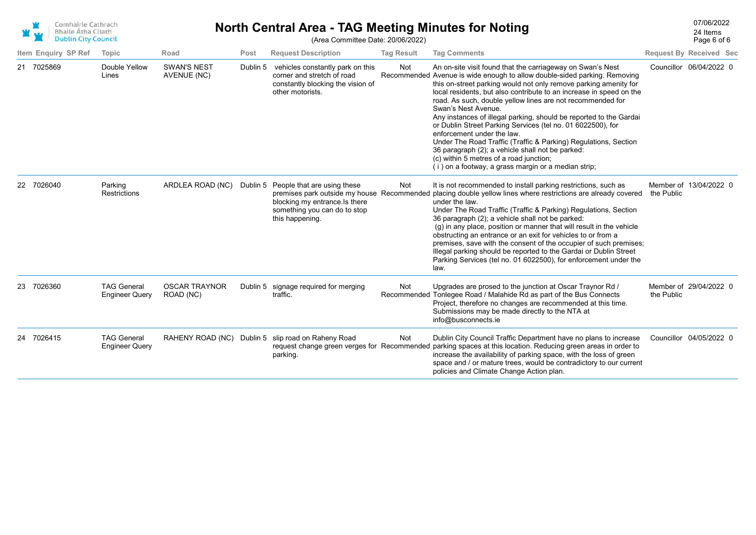# North Central Area - TAG Meeting Minutes for Noting

(Area Committee Date: 20/06/2022)

07/06/2022
24 Items

| Item | Enquiry | SP Ref | Topic | Road | Post | Request Description | Tag Result | Tag Comments | Request By | Received | Sec |
|---|---|---|---|---|---|---|---|---|---|---|---|
| 21 | 7025869 | | Double Yellow Lines | SWAN'S NEST AVENUE (NC) | Dublin 5 | vehicles constantly park on this corner and stretch of road constantly blocking the vision of other motorists. | Not Recommended | An on-site visit found that the carriageway on Swan's Nest Avenue is wide enough to allow double-sided parking. Removing this on-street parking would not only remove parking amenity for local residents, but also contribute to an increase in speed on the road. As such, double yellow lines are not recommended for Swan's Nest Avenue.<br>Any instances of illegal parking, should be reported to the Gardai or Dublin Street Parking Services (tel no. 01 6022500), for enforcement under the law.<br>Under The Road Traffic (Traffic & Parking) Regulations, Section 36 paragraph (2); a vehicle shall not be parked:<br>(c) within 5 metres of a road junction;<br>( i ) on a footway, a grass margin or a median strip; | Councillor | 06/04/2022 | 0 |
| 22 | 7026040 | | Parking Restrictions | ARDLEA ROAD (NC) | Dublin 5 | People that are using these premises park outside my house blocking my entrance.Is there something you can do to stop this happening. | Not Recommended | It is not recommended to install parking restrictions, such as placing double yellow lines where restrictions are already covered under the law.<br>Under The Road Traffic (Traffic & Parking) Regulations, Section 36 paragraph (2); a vehicle shall not be parked:<br>(g) in any place, position or manner that will result in the vehicle obstructing an entrance or an exit for vehicles to or from a premises, save with the consent of the occupier of such premises;<br>Illegal parking should be reported to the Gardai or Dublin Street Parking Services (tel no. 01 6022500), for enforcement under the law. | Member of the Public | 13/04/2022 | 0 |
| 23 | 7026360 | | TAG General Engineer Query | OSCAR TRAYNOR ROAD (NC) | Dublin 5 | signage required for merging traffic. | Not Recommended | Upgrades are prosed to the junction at Oscar Traynor Rd / Tonlegee Road / Malahide Rd as part of the Bus Connects Project, therefore no changes are recommended at this time. Submissions may be made directly to the NTA at info@busconnects.ie | Member of the Public | 29/04/2022 | 0 |
| 24 | 7026415 | | TAG General Engineer Query | RAHENY ROAD (NC) | Dublin 5 | slip road on Raheny Road request change green verges for parking. | Not Recommended | Dublin City Council Traffic Department have no plans to increase parking spaces at this location. Reducing green areas in order to increase the availability of parking space, with the loss of green space and / or mature trees, would be contradictory to our current policies and Climate Change Action plan. | Councillor | 04/05/2022 | 0 |